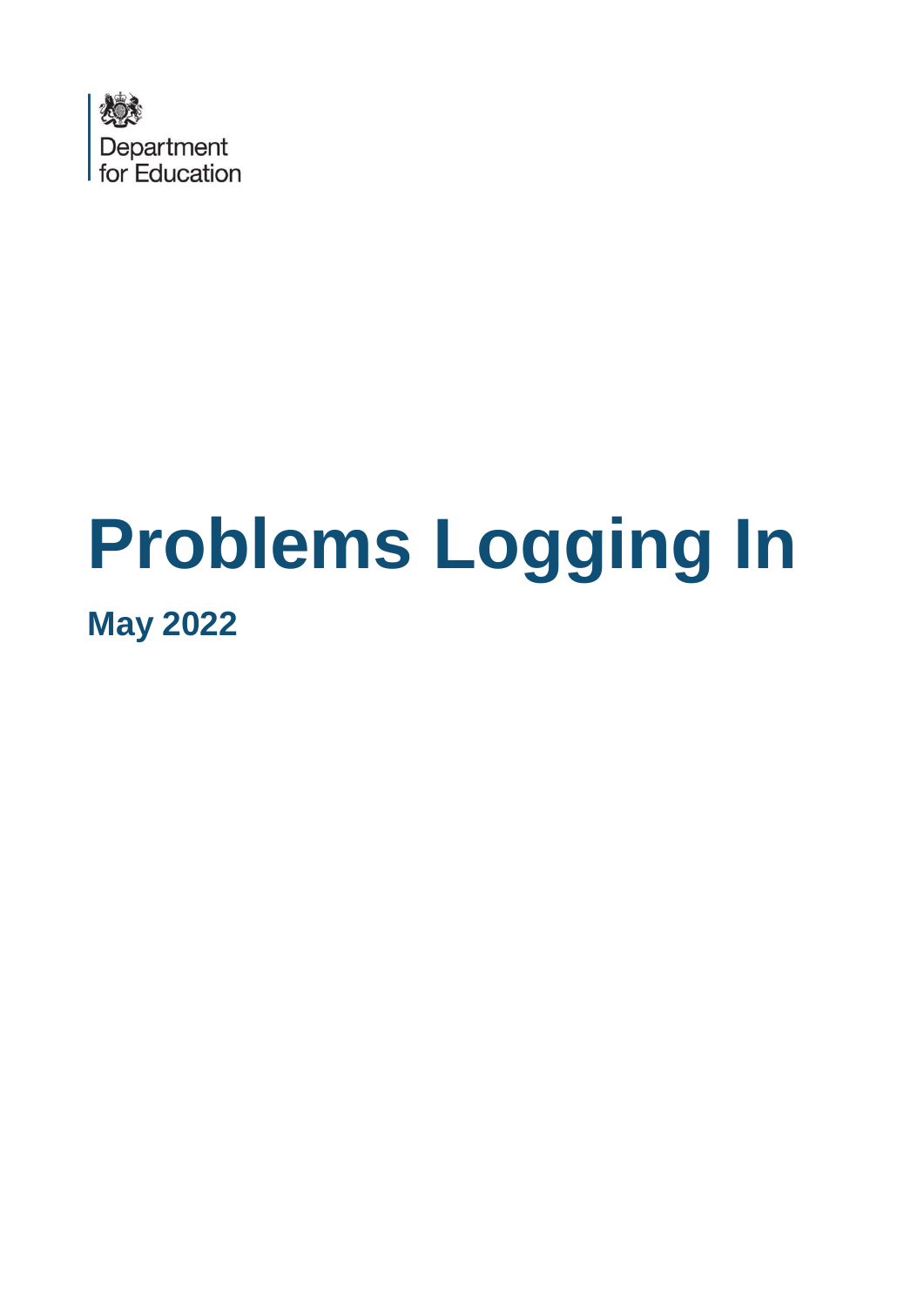Department for Education

# Problems Logging In

## May 2022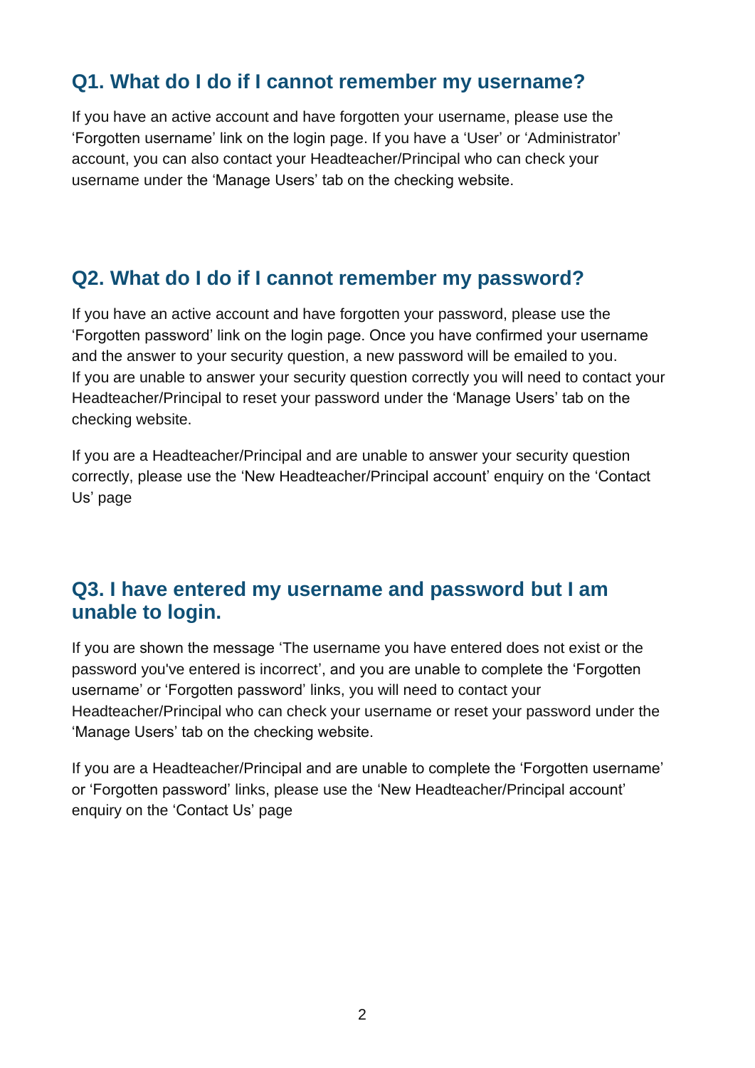## Q1. What do I do if I cannot remember my username?

If you have an active account and have forgotten your username, please use the 'Forgotten username' link on the login page. If you have a 'User' or 'Administrator' account, you can also contact your Headteacher/Principal who can check your username under the 'Manage Users' tab on the checking website.

## Q2. What do I do if I cannot remember my password?

If you have an active account and have forgotten your password, please use the 'Forgotten password' link on the login page. Once you have confirmed your username and the answer to your security question, a new password will be emailed to you. If you are unable to answer your security question correctly you will need to contact your Headteacher/Principal to reset your password under the 'Manage Users' tab on the checking website.

If you are a Headteacher/Principal and are unable to answer your security question correctly, please use the 'New Headteacher/Principal account' enquiry on the 'Contact Us' page

## Q3. I have entered my username and password but I am unable to login.

If you are shown the message 'The username you have entered does not exist or the password you've entered is incorrect', and you are unable to complete the 'Forgotten username' or 'Forgotten password' links, you will need to contact your Headteacher/Principal who can check your username or reset your password under the 'Manage Users' tab on the checking website.

If you are a Headteacher/Principal and are unable to complete the 'Forgotten username' or 'Forgotten password' links, please use the 'New Headteacher/Principal account' enquiry on the 'Contact Us' page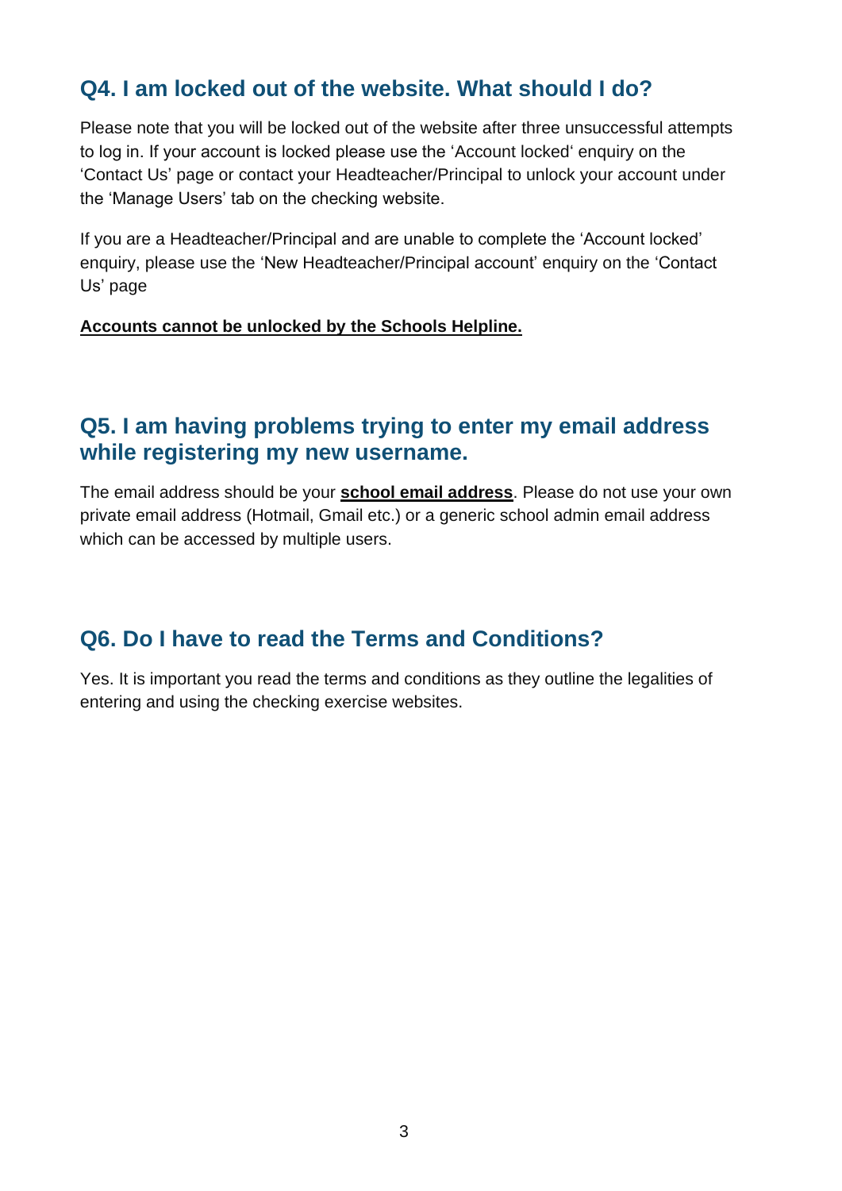## Q4. I am locked out of the website. What should I do?

Please note that you will be locked out of the website after three unsuccessful attempts to log in. If your account is locked please use the ‘Account locked‘ enquiry on the ‘Contact Us’ page or contact your Headteacher/Principal to unlock your account under the ‘Manage Users’ tab on the checking website.

If you are a Headteacher/Principal and are unable to complete the ‘Account locked’ enquiry, please use the ‘New Headteacher/Principal account’ enquiry on the ‘Contact Us’ page

**Accounts cannot be unlocked by the Schools Helpline.**

## Q5. I am having problems trying to enter my email address while registering my new username.

The email address should be your **school email address**. Please do not use your own private email address (Hotmail, Gmail etc.) or a generic school admin email address which can be accessed by multiple users.

## Q6. Do I have to read the Terms and Conditions?

Yes. It is important you read the terms and conditions as they outline the legalities of entering and using the checking exercise websites.